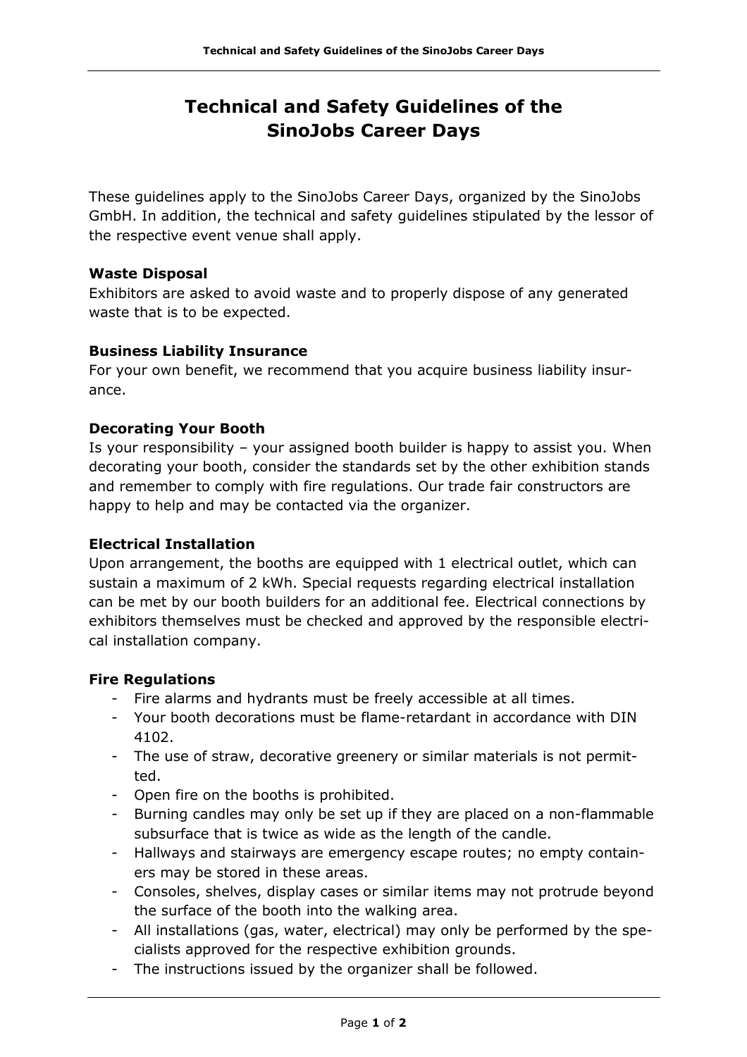# Technical and Safety Guidelines of the SinoJobs Career Days

These guidelines apply to the SinoJobs Career Days, organized by the SinoJobs GmbH. In addition, the technical and safety guidelines stipulated by the lessor of the respective event venue shall apply.

**Waste Disposal**
Exhibitors are asked to avoid waste and to properly dispose of any generated waste that is to be expected.

**Business Liability Insurance**
For your own benefit, we recommend that you acquire business liability insurance.

**Decorating Your Booth**
Is your responsibility – your assigned booth builder is happy to assist you. When decorating your booth, consider the standards set by the other exhibition stands and remember to comply with fire regulations. Our trade fair constructors are happy to help and may be contacted via the organizer.

**Electrical Installation**
Upon arrangement, the booths are equipped with 1 electrical outlet, which can sustain a maximum of 2 kWh. Special requests regarding electrical installation can be met by our booth builders for an additional fee. Electrical connections by exhibitors themselves must be checked and approved by the responsible electrical installation company.

**Fire Regulations**

- Fire alarms and hydrants must be freely accessible at all times.
- Your booth decorations must be flame-retardant in accordance with DIN 4102.
- The use of straw, decorative greenery or similar materials is not permitted.
- Open fire on the booths is prohibited.
- Burning candles may only be set up if they are placed on a non-flammable subsurface that is twice as wide as the length of the candle.
- Hallways and stairways are emergency escape routes; no empty containers may be stored in these areas.
- Consoles, shelves, display cases or similar items may not protrude beyond the surface of the booth into the walking area.
- All installations (gas, water, electrical) may only be performed by the specialists approved for the respective exhibition grounds.
- The instructions issued by the organizer shall be followed.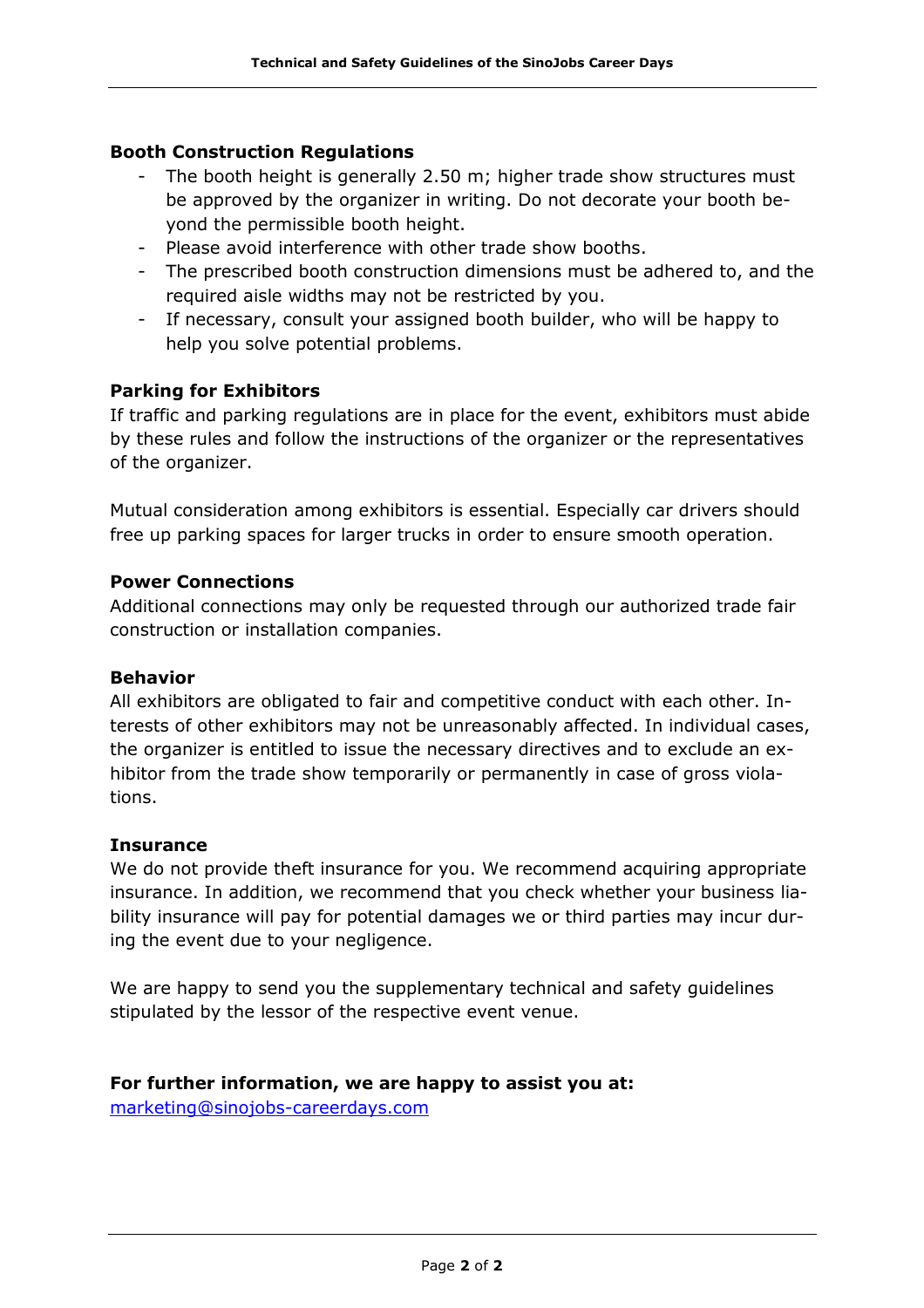## Booth Construction Regulations

- The booth height is generally 2.50 m; higher trade show structures must be approved by the organizer in writing. Do not decorate your booth beyond the permissible booth height.
- Please avoid interference with other trade show booths.
- The prescribed booth construction dimensions must be adhered to, and the required aisle widths may not be restricted by you.
- If necessary, consult your assigned booth builder, who will be happy to help you solve potential problems.

## Parking for Exhibitors

If traffic and parking regulations are in place for the event, exhibitors must abide by these rules and follow the instructions of the organizer or the representatives of the organizer.

Mutual consideration among exhibitors is essential. Especially car drivers should free up parking spaces for larger trucks in order to ensure smooth operation.

## Power Connections

Additional connections may only be requested through our authorized trade fair construction or installation companies.

## Behavior

All exhibitors are obligated to fair and competitive conduct with each other. Interests of other exhibitors may not be unreasonably affected. In individual cases, the organizer is entitled to issue the necessary directives and to exclude an exhibitor from the trade show temporarily or permanently in case of gross violations.

## Insurance

We do not provide theft insurance for you. We recommend acquiring appropriate insurance. In addition, we recommend that you check whether your business liability insurance will pay for potential damages we or third parties may incur during the event due to your negligence.

We are happy to send you the supplementary technical and safety guidelines stipulated by the lessor of the respective event venue.

**For further information, we are happy to assist you at:**
marketing@sinojobs-careerdays.com